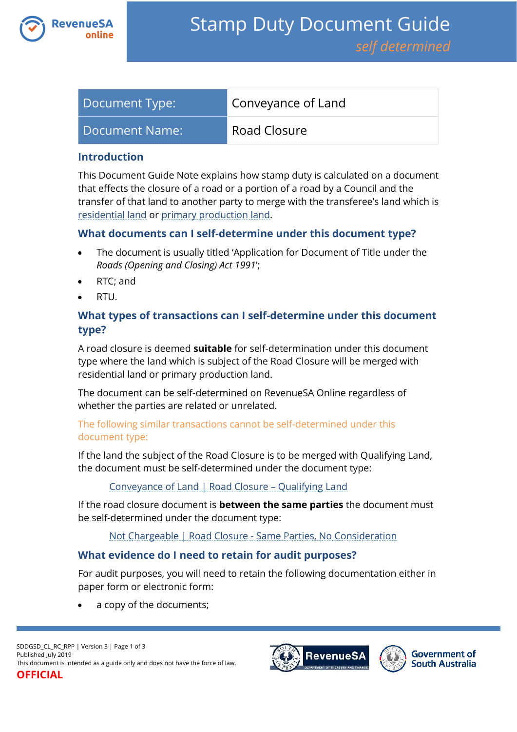# Stamp Duty Document Guide

*self determined*

| Document Type: | Conveyance of Land |
|---|---|
| Document Name: | Road Closure |

## Introduction

This Document Guide Note explains how stamp duty is calculated on a document that effects the closure of a road or a portion of a road by a Council and the transfer of that land to another party to merge with the transferee's land which is residential land or primary production land.

## What documents can I self-determine under this document type?

- The document is usually titled 'Application for Document of Title under the *Roads (Opening and Closing) Act 1991*';
- RTC; and
- RTU.

## What types of transactions can I self-determine under this document type?

A road closure is deemed **suitable** for self-determination under this document type where the land which is subject of the Road Closure will be merged with residential land or primary production land.

The document can be self-determined on RevenueSA Online regardless of whether the parties are related or unrelated.

The following similar transactions cannot be self-determined under this document type:

If the land the subject of the Road Closure is to be merged with Qualifying Land, the document must be self-determined under the document type:

> Conveyance of Land | Road Closure – Qualifying Land

If the road closure document is **between the same parties** the document must be self-determined under the document type:

> Not Chargeable | Road Closure - Same Parties, No Consideration

## What evidence do I need to retain for audit purposes?

For audit purposes, you will need to retain the following documentation either in paper form or electronic form:

- a copy of the documents;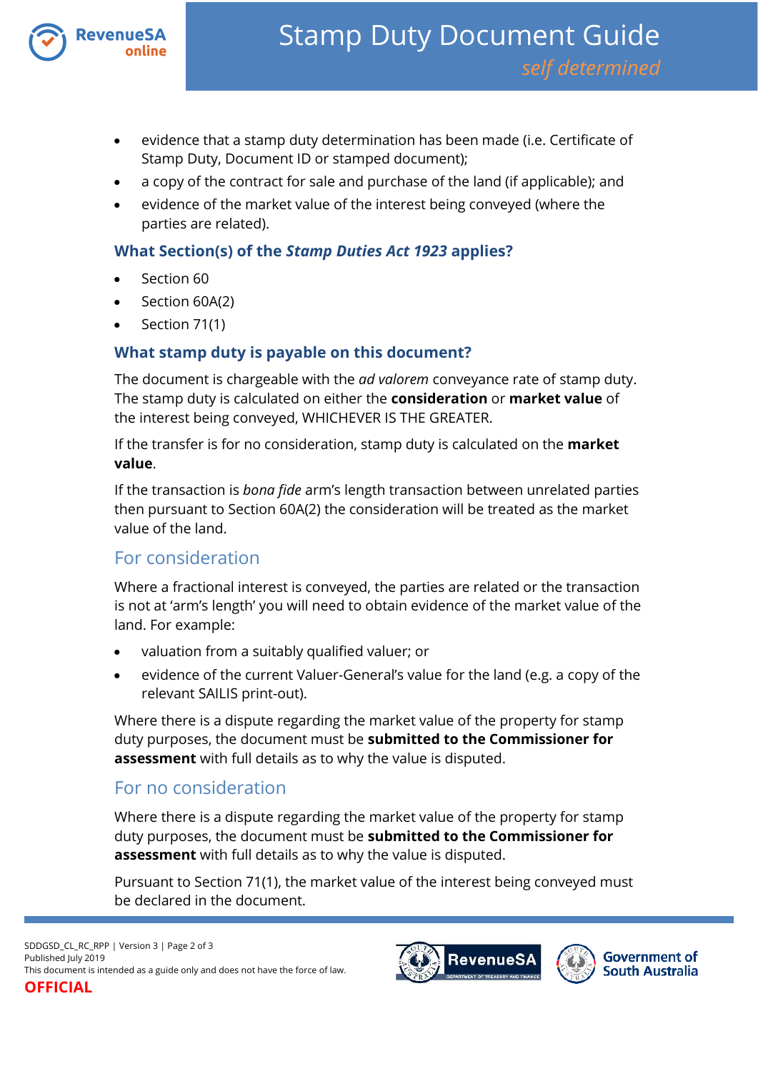- evidence that a stamp duty determination has been made (i.e. Certificate of Stamp Duty, Document ID or stamped document);
- a copy of the contract for sale and purchase of the land (if applicable); and
- evidence of the market value of the interest being conveyed (where the parties are related).

### What Section(s) of the *Stamp Duties Act 1923* applies?

- Section 60
- Section 60A(2)
- Section 71(1)

### What stamp duty is payable on this document?

The document is chargeable with the *ad valorem* conveyance rate of stamp duty. The stamp duty is calculated on either the **consideration** or **market value** of the interest being conveyed, WHICHEVER IS THE GREATER.

If the transfer is for no consideration, stamp duty is calculated on the **market value**.

If the transaction is *bona fide* arm's length transaction between unrelated parties then pursuant to Section 60A(2) the consideration will be treated as the market value of the land.

## For consideration

Where a fractional interest is conveyed, the parties are related or the transaction is not at 'arm's length' you will need to obtain evidence of the market value of the land. For example:

- valuation from a suitably qualified valuer; or
- evidence of the current Valuer-General's value for the land (e.g. a copy of the relevant SAILIS print-out).

Where there is a dispute regarding the market value of the property for stamp duty purposes, the document must be **submitted to the Commissioner for assessment** with full details as to why the value is disputed.

## For no consideration

Where there is a dispute regarding the market value of the property for stamp duty purposes, the document must be **submitted to the Commissioner for assessment** with full details as to why the value is disputed.

Pursuant to Section 71(1), the market value of the interest being conveyed must be declared in the document.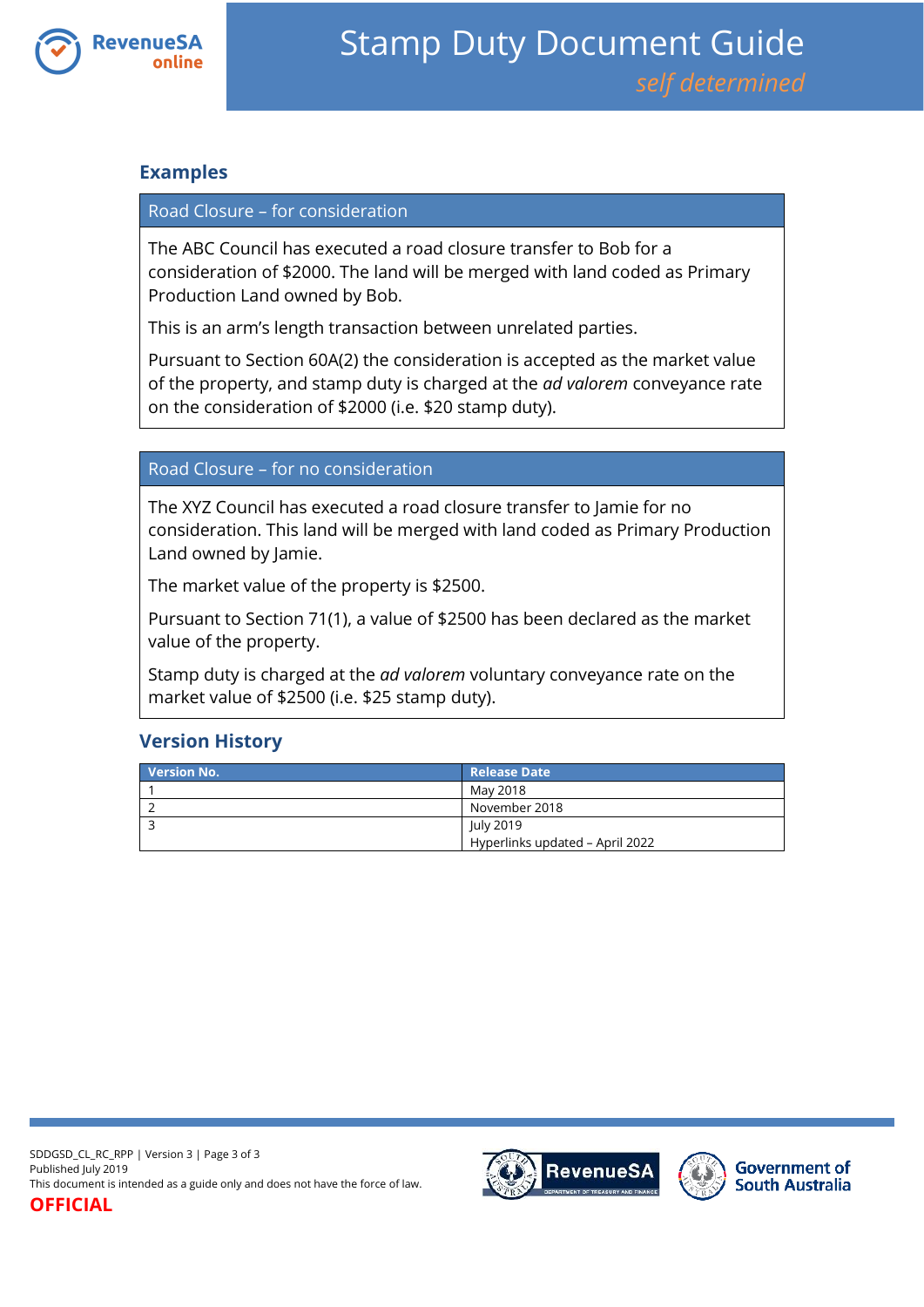## Examples

### Road Closure – for consideration

The ABC Council has executed a road closure transfer to Bob for a consideration of $2000. The land will be merged with land coded as Primary Production Land owned by Bob.

This is an arm's length transaction between unrelated parties.

Pursuant to Section 60A(2) the consideration is accepted as the market value of the property, and stamp duty is charged at the *ad valorem* conveyance rate on the consideration of $2000 (i.e. $20 stamp duty).

### Road Closure – for no consideration

The XYZ Council has executed a road closure transfer to Jamie for no consideration. This land will be merged with land coded as Primary Production Land owned by Jamie.

The market value of the property is $2500.

Pursuant to Section 71(1), a value of $2500 has been declared as the market value of the property.

Stamp duty is charged at the *ad valorem* voluntary conveyance rate on the market value of $2500 (i.e. $25 stamp duty).

## Version History

| Version No. | Release Date |
|---|---|
| 1 | May 2018 |
| 2 | November 2018 |
| 3 | July 2019<br>Hyperlinks updated – April 2022 |

SDDGSD_CL_RC_RPP | Version 3
Published July 2019
This document is intended as a guide only and does not have the force of law.
OFFICIAL